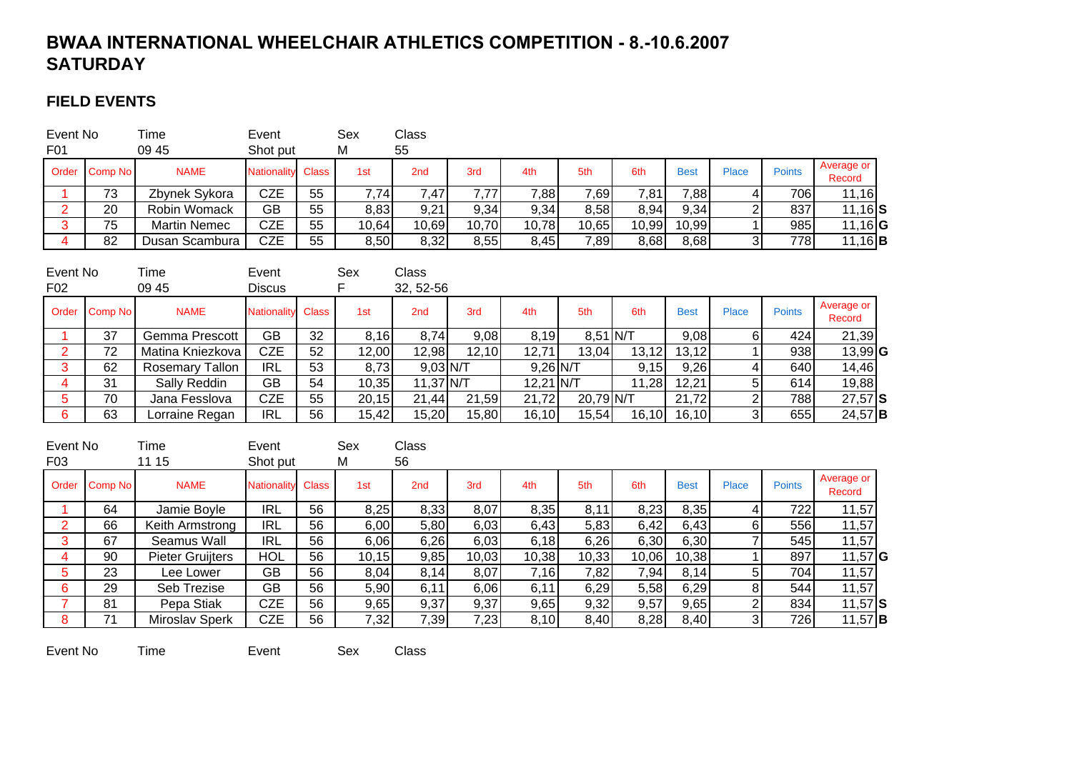# BWAA INTERNATIONAL WHEELCHAIR ATHLETICS COMPETITION - 8.-10.6.2007
# SATURDAY

## FIELD EVENTS

| Event No | Time | Event | Sex | Class |
|---|---|---|---|---|
| F01 | 09 45 | Shot put | M | 55 |

| Order | Comp No | NAME | Nationality | Class | 1st | 2nd | 3rd | 4th | 5th | 6th | Best | Place | Points | Average or Record | |
|---|---|---|---|---|---|---|---|---|---|---|---|---|---|---|---|
| 1 | 73 | Zbynek Sykora | CZE | 55 | 7,74 | 7,47 | 7,77 | 7,88 | 7,69 | 7,81 | 7,88 | 4 | 706 | 11,16 | |
| 2 | 20 | Robin Womack | GB | 55 | 8,83 | 9,21 | 9,34 | 9,34 | 8,58 | 8,94 | 9,34 | 2 | 837 | 11,16 | **S** |
| 3 | 75 | Martin Nemec | CZE | 55 | 10,64 | 10,69 | 10,70 | 10,78 | 10,65 | 10,99 | 10,99 | 1 | 985 | 11,16 | **G** |
| 4 | 82 | Dusan Scambura | CZE | 55 | 8,50 | 8,32 | 8,55 | 8,45 | 7,89 | 8,68 | 8,68 | 3 | 778 | 11,16 | **B** |

| Event No | Time | Event | Sex | Class |
|---|---|---|---|---|
| F02 | 09 45 | Discus | F | 32, 52-56 |

| Order | Comp No | NAME | Nationality | Class | 1st | 2nd | 3rd | 4th | 5th | 6th | Best | Place | Points | Average or Record | |
|---|---|---|---|---|---|---|---|---|---|---|---|---|---|---|---|
| 1 | 37 | Gemma Prescott | GB | 32 | 8,16 | 8,74 | 9,08 | 8,19 | 8,51 | N/T | 9,08 | 6 | 424 | 21,39 | |
| 2 | 72 | Matina Kniezkova | CZE | 52 | 12,00 | 12,98 | 12,10 | 12,71 | 13,04 | 13,12 | 13,12 | 1 | 938 | 13,99 | **G** |
| 3 | 62 | Rosemary Tallon | IRL | 53 | 8,73 | 9,03 | N/T | 9,26 | N/T | 9,15 | 9,26 | 4 | 640 | 14,46 | |
| 4 | 31 | Sally Reddin | GB | 54 | 10,35 | 11,37 | N/T | 12,21 | N/T | 11,28 | 12,21 | 5 | 614 | 19,88 | |
| 5 | 70 | Jana Fesslova | CZE | 55 | 20,15 | 21,44 | 21,59 | 21,72 | 20,79 | N/T | 21,72 | 2 | 788 | 27,57 | **S** |
| 6 | 63 | Lorraine Regan | IRL | 56 | 15,42 | 15,20 | 15,80 | 16,10 | 15,54 | 16,10 | 16,10 | 3 | 655 | 24,57 | **B** |

| Event No | Time | Event | Sex | Class |
|---|---|---|---|---|
| F03 | 11 15 | Shot put | M | 56 |

| Order | Comp No | NAME | Nationality | Class | 1st | 2nd | 3rd | 4th | 5th | 6th | Best | Place | Points | Average or Record | |
|---|---|---|---|---|---|---|---|---|---|---|---|---|---|---|---|
| 1 | 64 | Jamie Boyle | IRL | 56 | 8,25 | 8,33 | 8,07 | 8,35 | 8,11 | 8,23 | 8,35 | 4 | 722 | 11,57 | |
| 2 | 66 | Keith Armstrong | IRL | 56 | 6,00 | 5,80 | 6,03 | 6,43 | 5,83 | 6,42 | 6,43 | 6 | 556 | 11,57 | |
| 3 | 67 | Seamus Wall | IRL | 56 | 6,06 | 6,26 | 6,03 | 6,18 | 6,26 | 6,30 | 6,30 | 7 | 545 | 11,57 | |
| 4 | 90 | Pieter Gruijters | HOL | 56 | 10,15 | 9,85 | 10,03 | 10,38 | 10,33 | 10,06 | 10,38 | 1 | 897 | 11,57 | **G** |
| 5 | 23 | Lee Lower | GB | 56 | 8,04 | 8,14 | 8,07 | 7,16 | 7,82 | 7,94 | 8,14 | 5 | 704 | 11,57 | |
| 6 | 29 | Seb Trezise | GB | 56 | 5,90 | 6,11 | 6,06 | 6,11 | 6,29 | 5,58 | 6,29 | 8 | 544 | 11,57 | |
| 7 | 81 | Pepa Stiak | CZE | 56 | 9,65 | 9,37 | 9,37 | 9,65 | 9,32 | 9,57 | 9,65 | 2 | 834 | 11,57 | **S** |
| 8 | 71 | Miroslav Sperk | CZE | 56 | 7,32 | 7,39 | 7,23 | 8,10 | 8,40 | 8,28 | 8,40 | 3 | 726 | 11,57 | **B** |

| Event No | Time | Event | Sex | Class |
|---|---|---|---|---|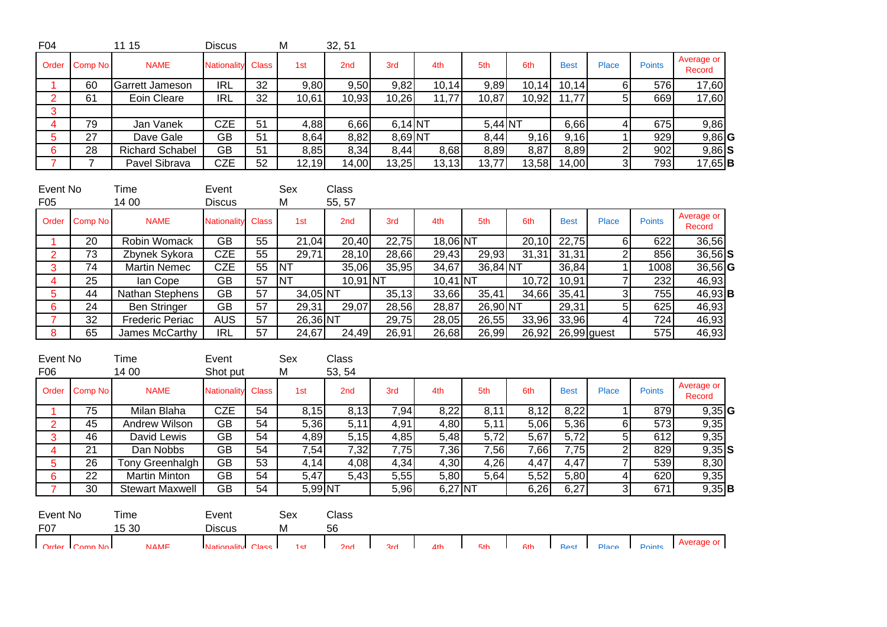| F04 | | 11 15 | Discus | | M | 32, 51 | | | | | | | | | | |
|---|---|---|---|---|---|---|---|---|---|---|---|---|---|---|---|---|
| Order | Comp No | NAME | Nationality | Class | 1st | 2nd | 3rd | 4th | 5th | 6th | Best | Place | Points | Average or Record | |
| 1 | 60 | Garrett Jameson | IRL | 32 | 9,80 | 9,50 | 9,82 | 10,14 | 9,89 | 10,14 | 10,14 | 6 | 576 | 17,60 | |
| 2 | 61 | Eoin Cleare | IRL | 32 | 10,61 | 10,93 | 10,26 | 11,77 | 10,87 | 10,92 | 11,77 | 5 | 669 | 17,60 | |
| 3 | | | | | | | | | | | | | | | |
| 4 | 79 | Jan Vanek | CZE | 51 | 4,88 | 6,66 | 6,14 | NT | 5,44 | NT | 6,66 | 4 | 675 | 9,86 | |
| 5 | 27 | Dave Gale | GB | 51 | 8,64 | 8,82 | 8,69 | NT | 8,44 | 9,16 | 9,16 | 1 | 929 | 9,86 | G |
| 6 | 28 | Richard Schabel | GB | 51 | 8,85 | 8,34 | 8,44 | 8,68 | 8,89 | 8,87 | 8,89 | 2 | 902 | 9,86 | S |
| 7 | 7 | Pavel Sibrava | CZE | 52 | 12,19 | 14,00 | 13,25 | 13,13 | 13,77 | 13,58 | 14,00 | 3 | 793 | 17,65 | B |

| Event No | | Time | Event | | Sex | Class | | | | | | | | | |
|---|---|---|---|---|---|---|---|---|---|---|---|---|---|---|---|
| F05 | | 14 00 | Discus | | M | 55, 57 | | | | | | | | | |
| Order | Comp No | NAME | Nationality | Class | 1st | 2nd | 3rd | 4th | 5th | 6th | Best | Place | Points | Average or Record | |
| 1 | 20 | Robin Womack | GB | 55 | 21,04 | 20,40 | 22,75 | 18,06 | NT | 20,10 | 22,75 | 6 | 622 | 36,56 | |
| 2 | 73 | Zbynek Sykora | CZE | 55 | 29,71 | 28,10 | 28,66 | 29,43 | 29,93 | 31,31 | 31,31 | 2 | 856 | 36,56 | S |
| 3 | 74 | Martin Nemec | CZE | 55 | NT | 35,06 | 35,95 | 34,67 | 36,84 | NT | 36,84 | 1 | 1008 | 36,56 | G |
| 4 | 25 | Ian Cope | GB | 57 | NT | 10,91 | NT | 10,41 | NT | 10,72 | 10,91 | 7 | 232 | 46,93 | |
| 5 | 44 | Nathan Stephens | GB | 57 | 34,05 | NT | 35,13 | 33,66 | 35,41 | 34,66 | 35,41 | 3 | 755 | 46,93 | B |
| 6 | 24 | Ben Stringer | GB | 57 | 29,31 | 29,07 | 28,56 | 28,87 | 26,90 | NT | 29,31 | 5 | 625 | 46,93 | |
| 7 | 32 | Frederic Periac | AUS | 57 | 26,36 | NT | 29,75 | 28,05 | 26,55 | 33,96 | 33,96 | 4 | 724 | 46,93 | |
| 8 | 65 | James McCarthy | IRL | 57 | 24,67 | 24,49 | 26,91 | 26,68 | 26,99 | 26,92 | 26,99 | guest | 575 | 46,93 | |

| Event No | | Time | Event | | Sex | Class | | | | | | | | | |
|---|---|---|---|---|---|---|---|---|---|---|---|---|---|---|---|
| F06 | | 14 00 | Shot put | | M | 53, 54 | | | | | | | | | |
| Order | Comp No | NAME | Nationality | Class | 1st | 2nd | 3rd | 4th | 5th | 6th | Best | Place | Points | Average or Record | |
| 1 | 75 | Milan Blaha | CZE | 54 | 8,15 | 8,13 | 7,94 | 8,22 | 8,11 | 8,12 | 8,22 | 1 | 879 | 9,35 | G |
| 2 | 45 | Andrew Wilson | GB | 54 | 5,36 | 5,11 | 4,91 | 4,80 | 5,11 | 5,06 | 5,36 | 6 | 573 | 9,35 | |
| 3 | 46 | David Lewis | GB | 54 | 4,89 | 5,15 | 4,85 | 5,48 | 5,72 | 5,67 | 5,72 | 5 | 612 | 9,35 | |
| 4 | 21 | Dan Nobbs | GB | 54 | 7,54 | 7,32 | 7,75 | 7,36 | 7,56 | 7,66 | 7,75 | 2 | 829 | 9,35 | S |
| 5 | 26 | Tony Greenhalgh | GB | 53 | 4,14 | 4,08 | 4,34 | 4,30 | 4,26 | 4,47 | 4,47 | 7 | 539 | 8,30 | |
| 6 | 22 | Martin Minton | GB | 54 | 5,47 | 5,43 | 5,55 | 5,80 | 5,64 | 5,52 | 5,80 | 4 | 620 | 9,35 | |
| 7 | 30 | Stewart Maxwell | GB | 54 | 5,99 | NT | 5,96 | 6,27 | NT | 6,26 | 6,27 | 3 | 671 | 9,35 | B |

| Event No | | Time | Event | | Sex | Class | | | | | | | | | |
|---|---|---|---|---|---|---|---|---|---|---|---|---|---|---|---|
| F07 | | 15 30 | Discus | | M | 56 | | | | | | | | | |
| Order | Comp No | NAME | Nationality | Class | 1st | 2nd | 3rd | 4th | 5th | 6th | Best | Place | Points | Average or | |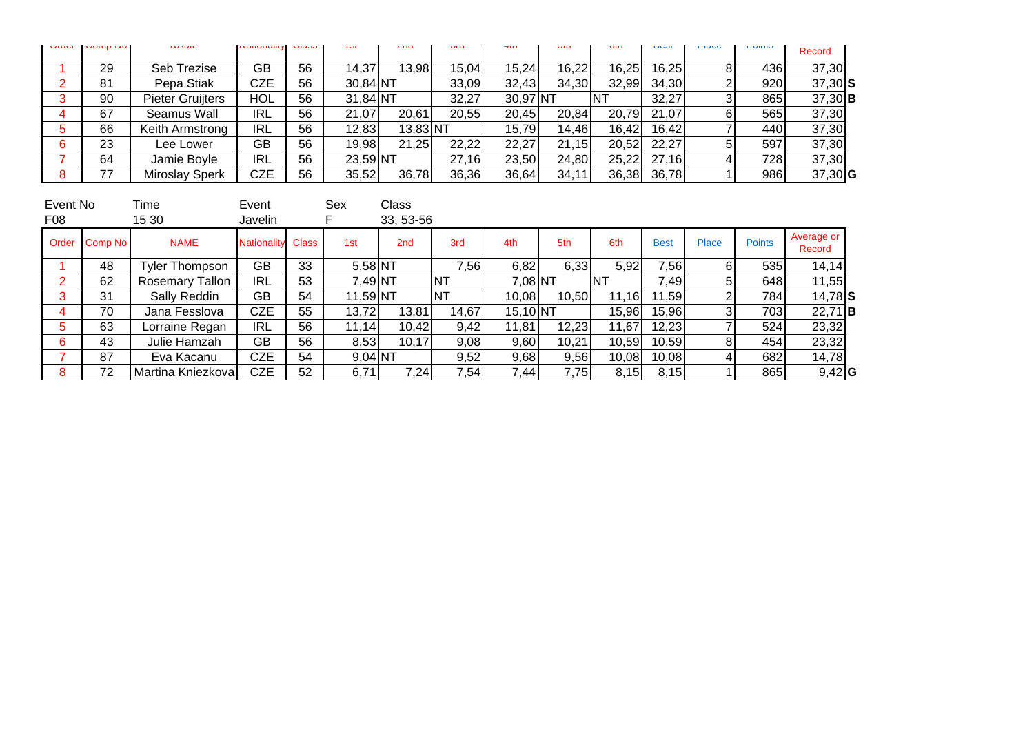| Order | Comp No | NAME | Nationality | Class | 1st | 2nd | 3rd | 4th | 5th | 6th | Best | Place | Points | Record | |
|---|---|---|---|---|---|---|---|---|---|---|---|---|---|---|---|
| 1 | 29 | Seb Trezise | GB | 56 | 14,37 | 13,98 | 15,04 | 15,24 | 16,22 | 16,25 | 16,25 | 8 | 436 | 37,30 | |
| 2 | 81 | Pepa Stiak | CZE | 56 | 30,84 | NT | 33,09 | 32,43 | 34,30 | 32,99 | 34,30 | 2 | 920 | 37,30 | **S** |
| 3 | 90 | Pieter Gruijters | HOL | 56 | 31,84 | NT | 32,27 | 30,97 | NT | NT | 32,27 | 3 | 865 | 37,30 | **B** |
| 4 | 67 | Seamus Wall | IRL | 56 | 21,07 | 20,61 | 20,55 | 20,45 | 20,84 | 20,79 | 21,07 | 6 | 565 | 37,30 | |
| 5 | 66 | Keith Armstrong | IRL | 56 | 12,83 | 13,83 | NT | 15,79 | 14,46 | 16,42 | 16,42 | 7 | 440 | 37,30 | |
| 6 | 23 | Lee Lower | GB | 56 | 19,98 | 21,25 | 22,22 | 22,27 | 21,15 | 20,52 | 22,27 | 5 | 597 | 37,30 | |
| 7 | 64 | Jamie Boyle | IRL | 56 | 23,59 | NT | 27,16 | 23,50 | 24,80 | 25,22 | 27,16 | 4 | 728 | 37,30 | |
| 8 | 77 | Miroslay Sperk | CZE | 56 | 35,52 | 36,78 | 36,36 | 36,64 | 34,11 | 36,38 | 36,78 | 1 | 986 | 37,30 | **G** |

| Event No | Time | Event | Sex | Class |
|---|---|---|---|---|
| F08 | 15 30 | Javelin | F | 33, 53-56 |

| Order | Comp No | NAME | Nationality | Class | 1st | 2nd | 3rd | 4th | 5th | 6th | Best | Place | Points | Average or Record | |
|---|---|---|---|---|---|---|---|---|---|---|---|---|---|---|---|
| 1 | 48 | Tyler Thompson | GB | 33 | 5,58 | NT | 7,56 | 6,82 | 6,33 | 5,92 | 7,56 | 6 | 535 | 14,14 | |
| 2 | 62 | Rosemary Tallon | IRL | 53 | 7,49 | NT | NT | 7,08 | NT | NT | 7,49 | 5 | 648 | 11,55 | |
| 3 | 31 | Sally Reddin | GB | 54 | 11,59 | NT | NT | 10,08 | 10,50 | 11,16 | 11,59 | 2 | 784 | 14,78 | **S** |
| 4 | 70 | Jana Fesslova | CZE | 55 | 13,72 | 13,81 | 14,67 | 15,10 | NT | 15,96 | 15,96 | 3 | 703 | 22,71 | **B** |
| 5 | 63 | Lorraine Regan | IRL | 56 | 11,14 | 10,42 | 9,42 | 11,81 | 12,23 | 11,67 | 12,23 | 7 | 524 | 23,32 | |
| 6 | 43 | Julie Hamzah | GB | 56 | 8,53 | 10,17 | 9,08 | 9,60 | 10,21 | 10,59 | 10,59 | 8 | 454 | 23,32 | |
| 7 | 87 | Eva Kacanu | CZE | 54 | 9,04 | NT | 9,52 | 9,68 | 9,56 | 10,08 | 10,08 | 4 | 682 | 14,78 | |
| 8 | 72 | Martina Kniezkova | CZE | 52 | 6,71 | 7,24 | 7,54 | 7,44 | 7,75 | 8,15 | 8,15 | 1 | 865 | 9,42 | **G** |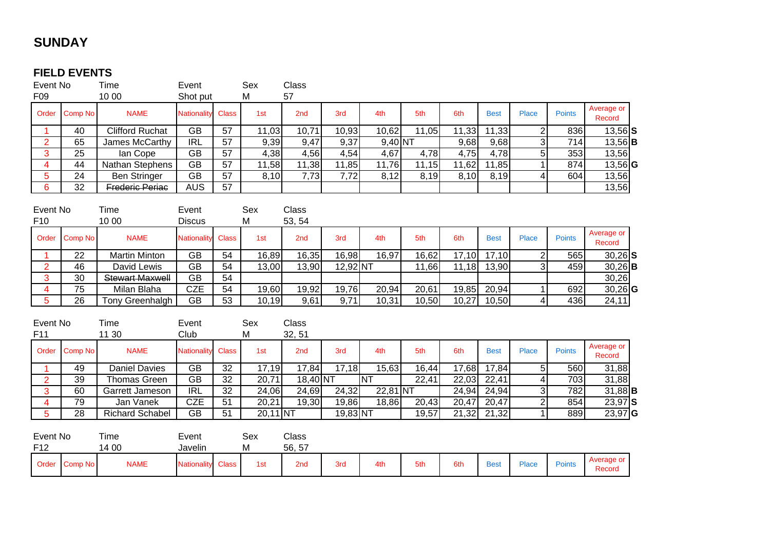# SUNDAY

## FIELD EVENTS

| Event No | Time | Event | Sex | Class |
|---|---|---|---|---|
| F09 | 10 00 | Shot put | M | 57 |

| Order | Comp No | NAME | Nationality | Class | 1st | 2nd | 3rd | 4th | 5th | 6th | Best | Place | Points | Average or Record | |
|---|---|---|---|---|---|---|---|---|---|---|---|---|---|---|---|
| 1 | 40 | Clifford Ruchat | GB | 57 | 11,03 | 10,71 | 10,93 | 10,62 | 11,05 | 11,33 | 11,33 | 2 | 836 | 13,56 | **S** |
| 2 | 65 | James McCarthy | IRL | 57 | 9,39 | 9,47 | 9,37 | 9,40 | NT | 9,68 | 9,68 | 3 | 714 | 13,56 | **B** |
| 3 | 25 | Ian Cope | GB | 57 | 4,38 | 4,56 | 4,54 | 4,67 | 4,78 | 4,75 | 4,78 | 5 | 353 | 13,56 | |
| 4 | 44 | Nathan Stephens | GB | 57 | 11,58 | 11,38 | 11,85 | 11,76 | 11,15 | 11,62 | 11,85 | 1 | 874 | 13,56 | **G** |
| 5 | 24 | Ben Stringer | GB | 57 | 8,10 | 7,73 | 7,72 | 8,12 | 8,19 | 8,10 | 8,19 | 4 | 604 | 13,56 | |
| 6 | 32 | ~~Frederic Periac~~ | AUS | 57 | | | | | | | | | | 13,56 | |

| Event No | Time | Event | Sex | Class |
|---|---|---|---|---|
| F10 | 10 00 | Discus | M | 53, 54 |

| Order | Comp No | NAME | Nationality | Class | 1st | 2nd | 3rd | 4th | 5th | 6th | Best | Place | Points | Average or Record | |
|---|---|---|---|---|---|---|---|---|---|---|---|---|---|---|---|
| 1 | 22 | Martin Minton | GB | 54 | 16,89 | 16,35 | 16,98 | 16,97 | 16,62 | 17,10 | 17,10 | 2 | 565 | 30,26 | **S** |
| 2 | 46 | David Lewis | GB | 54 | 13,00 | 13,90 | 12,92 | NT | 11,66 | 11,18 | 13,90 | 3 | 459 | 30,26 | **B** |
| 3 | 30 | ~~Stewart Maxwell~~ | GB | 54 | | | | | | | | | | 30,26 | |
| 4 | 75 | Milan Blaha | CZE | 54 | 19,60 | 19,92 | 19,76 | 20,94 | 20,61 | 19,85 | 20,94 | 1 | 692 | 30,26 | **G** |
| 5 | 26 | Tony Greenhalgh | GB | 53 | 10,19 | 9,61 | 9,71 | 10,31 | 10,50 | 10,27 | 10,50 | 4 | 436 | 24,11 | |

| Event No | Time | Event | Sex | Class |
|---|---|---|---|---|
| F11 | 11 30 | Club | M | 32, 51 |

| Order | Comp No | NAME | Nationality | Class | 1st | 2nd | 3rd | 4th | 5th | 6th | Best | Place | Points | Average or Record | |
|---|---|---|---|---|---|---|---|---|---|---|---|---|---|---|---|
| 1 | 49 | Daniel Davies | GB | 32 | 17,19 | 17,84 | 17,18 | 15,63 | 16,44 | 17,68 | 17,84 | 5 | 560 | 31,88 | |
| 2 | 39 | Thomas Green | GB | 32 | 20,71 | 18,40 | NT | NT | 22,41 | 22,03 | 22,41 | 4 | 703 | 31,88 | |
| 3 | 60 | Garrett Jameson | IRL | 32 | 24,06 | 24,69 | 24,32 | 22,81 | NT | 24,94 | 24,94 | 3 | 782 | 31,88 | **B** |
| 4 | 79 | Jan Vanek | CZE | 51 | 20,21 | 19,30 | 19,86 | 18,86 | 20,43 | 20,47 | 20,47 | 2 | 854 | 23,97 | **S** |
| 5 | 28 | Richard Schabel | GB | 51 | 20,11 | NT | 19,83 | NT | 19,57 | 21,32 | 21,32 | 1 | 889 | 23,97 | **G** |

| Event No | Time | Event | Sex | Class |
|---|---|---|---|---|
| F12 | 14 00 | Javelin | M | 56, 57 |

| Order | Comp No | NAME | Nationality | Class | 1st | 2nd | 3rd | 4th | 5th | 6th | Best | Place | Points | Average or Record |
|---|---|---|---|---|---|---|---|---|---|---|---|---|---|---|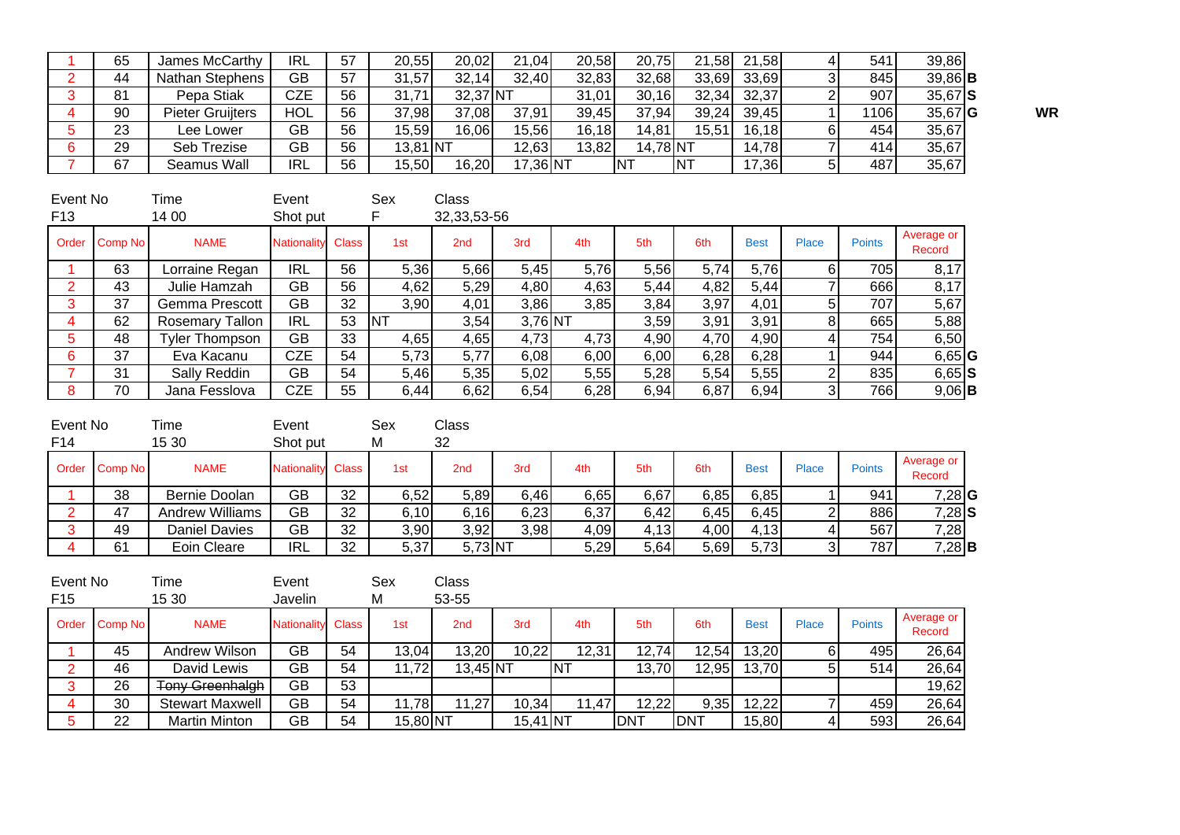| 1 | 65 | James McCarthy | IRL | 57 | 20,55 | 20,02 | 21,04 | 20,58 | 20,75 | 21,58 | 21,58 | 4 | 541 | 39,86 | |
|---|---|---|---|---|---|---|---|---|---|---|---|---|---|---|---|
| 2 | 44 | Nathan Stephens | GB | 57 | 31,57 | 32,14 | 32,40 | 32,83 | 32,68 | 33,69 | 33,69 | 3 | 845 | 39,86 | B |
| 3 | 81 | Pepa Stiak | CZE | 56 | 31,71 | 32,37 | NT | 31,01 | 30,16 | 32,34 | 32,37 | 2 | 907 | 35,67 | S |
| 4 | 90 | Pieter Gruijters | HOL | 56 | 37,98 | 37,08 | 37,91 | 39,45 | 37,94 | 39,24 | 39,45 | 1 | 1106 | 35,67 | G WR |
| 5 | 23 | Lee Lower | GB | 56 | 15,59 | 16,06 | 15,56 | 16,18 | 14,81 | 15,51 | 16,18 | 6 | 454 | 35,67 | |
| 6 | 29 | Seb Trezise | GB | 56 | 13,81 | NT | 12,63 | 13,82 | 14,78 | NT | 14,78 | 7 | 414 | 35,67 | |
| 7 | 67 | Seamus Wall | IRL | 56 | 15,50 | 16,20 | 17,36 | NT | NT | NT | 17,36 | 5 | 487 | 35,67 | |

Event No F13 | Time 14 00 | Event Shot put | Sex F | Class 32,33,53-56

| Order | Comp No | NAME | Nationality | Class | 1st | 2nd | 3rd | 4th | 5th | 6th | Best | Place | Points | Average or Record | |
|---|---|---|---|---|---|---|---|---|---|---|---|---|---|---|---|
| 1 | 63 | Lorraine Regan | IRL | 56 | 5,36 | 5,66 | 5,45 | 5,76 | 5,56 | 5,74 | 5,76 | 6 | 705 | 8,17 | |
| 2 | 43 | Julie Hamzah | GB | 56 | 4,62 | 5,29 | 4,80 | 4,63 | 5,44 | 4,82 | 5,44 | 7 | 666 | 8,17 | |
| 3 | 37 | Gemma Prescott | GB | 32 | 3,90 | 4,01 | 3,86 | 3,85 | 3,84 | 3,97 | 4,01 | 5 | 707 | 5,67 | |
| 4 | 62 | Rosemary Tallon | IRL | 53 | NT | 3,54 | 3,76 | NT | 3,59 | 3,91 | 3,91 | 8 | 665 | 5,88 | |
| 5 | 48 | Tyler Thompson | GB | 33 | 4,65 | 4,65 | 4,73 | 4,73 | 4,90 | 4,70 | 4,90 | 4 | 754 | 6,50 | |
| 6 | 37 | Eva Kacanu | CZE | 54 | 5,73 | 5,77 | 6,08 | 6,00 | 6,00 | 6,28 | 6,28 | 1 | 944 | 6,65 | G |
| 7 | 31 | Sally Reddin | GB | 54 | 5,46 | 5,35 | 5,02 | 5,55 | 5,28 | 5,54 | 5,55 | 2 | 835 | 6,65 | S |
| 8 | 70 | Jana Fesslova | CZE | 55 | 6,44 | 6,62 | 6,54 | 6,28 | 6,94 | 6,87 | 6,94 | 3 | 766 | 9,06 | B |

Event No F14 | Time 15 30 | Event Shot put | Sex M | Class 32

| Order | Comp No | NAME | Nationality | Class | 1st | 2nd | 3rd | 4th | 5th | 6th | Best | Place | Points | Average or Record | |
|---|---|---|---|---|---|---|---|---|---|---|---|---|---|---|---|
| 1 | 38 | Bernie Doolan | GB | 32 | 6,52 | 5,89 | 6,46 | 6,65 | 6,67 | 6,85 | 6,85 | 1 | 941 | 7,28 | G |
| 2 | 47 | Andrew Williams | GB | 32 | 6,10 | 6,16 | 6,23 | 6,37 | 6,42 | 6,45 | 6,45 | 2 | 886 | 7,28 | S |
| 3 | 49 | Daniel Davies | GB | 32 | 3,90 | 3,92 | 3,98 | 4,09 | 4,13 | 4,00 | 4,13 | 4 | 567 | 7,28 | |
| 4 | 61 | Eoin Cleare | IRL | 32 | 5,37 | 5,73 | NT | 5,29 | 5,64 | 5,69 | 5,73 | 3 | 787 | 7,28 | B |

Event No F15 | Time 15 30 | Event Javelin | Sex M | Class 53-55

| Order | Comp No | NAME | Nationality | Class | 1st | 2nd | 3rd | 4th | 5th | 6th | Best | Place | Points | Average or Record |
|---|---|---|---|---|---|---|---|---|---|---|---|---|---|---|
| 1 | 45 | Andrew Wilson | GB | 54 | 13,04 | 13,20 | 10,22 | 12,31 | 12,74 | 12,54 | 13,20 | 6 | 495 | 26,64 |
| 2 | 46 | David Lewis | GB | 54 | 11,72 | 13,45 | NT | NT | 13,70 | 12,95 | 13,70 | 5 | 514 | 26,64 |
| 3 | 26 | ~~Tony Greenhalgh~~ | GB | 53 | | | | | | | | | | 19,62 |
| 4 | 30 | Stewart Maxwell | GB | 54 | 11,78 | 11,27 | 10,34 | 11,47 | 12,22 | 9,35 | 12,22 | 7 | 459 | 26,64 |
| 5 | 22 | Martin Minton | GB | 54 | 15,80 | NT | 15,41 | NT | DNT | DNT | 15,80 | 4 | 593 | 26,64 |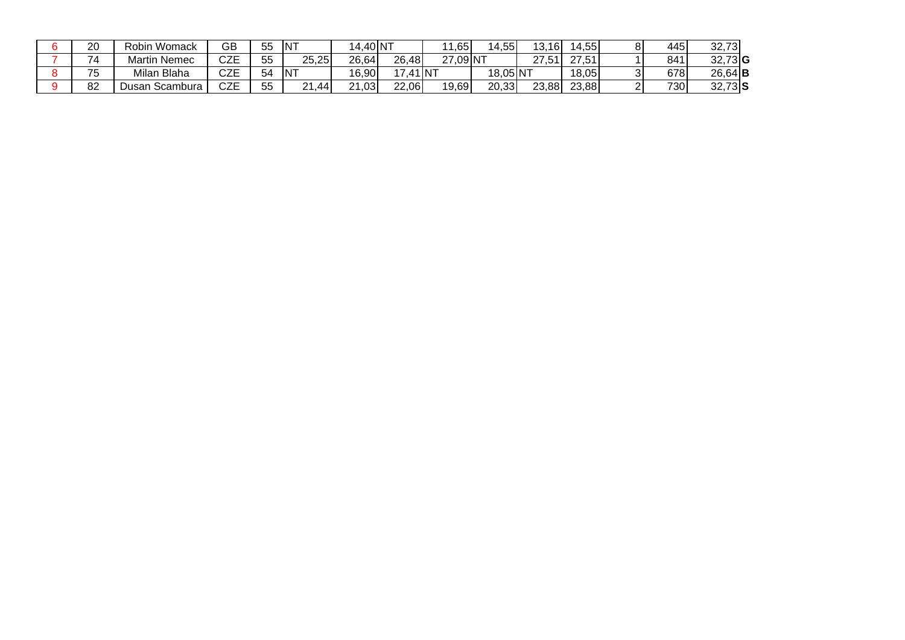| | | | | | | | | | | | | | | | |
|---|---|---|---|---|---|---|---|---|---|---|---|---|---|---|---|
| 6 | 20 | Robin Womack | GB | 55 | NT | 14,40 | NT | 11,65 | 14,55 | 13,16 | 14,55 | 8 | 445 | 32,73 | |
| 7 | 74 | Martin Nemec | CZE | 55 | 25,25 | 26,64 | 26,48 | 27,09 | NT | 27,51 | 27,51 | 1 | 841 | 32,73 | **G** |
| 8 | 75 | Milan Blaha | CZE | 54 | NT | 16,90 | 17,41 | NT | 18,05 | NT | 18,05 | 3 | 678 | 26,64 | **B** |
| 9 | 82 | Dusan Scambura | CZE | 55 | 21,44 | 21,03 | 22,06 | 19,69 | 20,33 | 23,88 | 23,88 | 2 | 730 | 32,73 | **S** |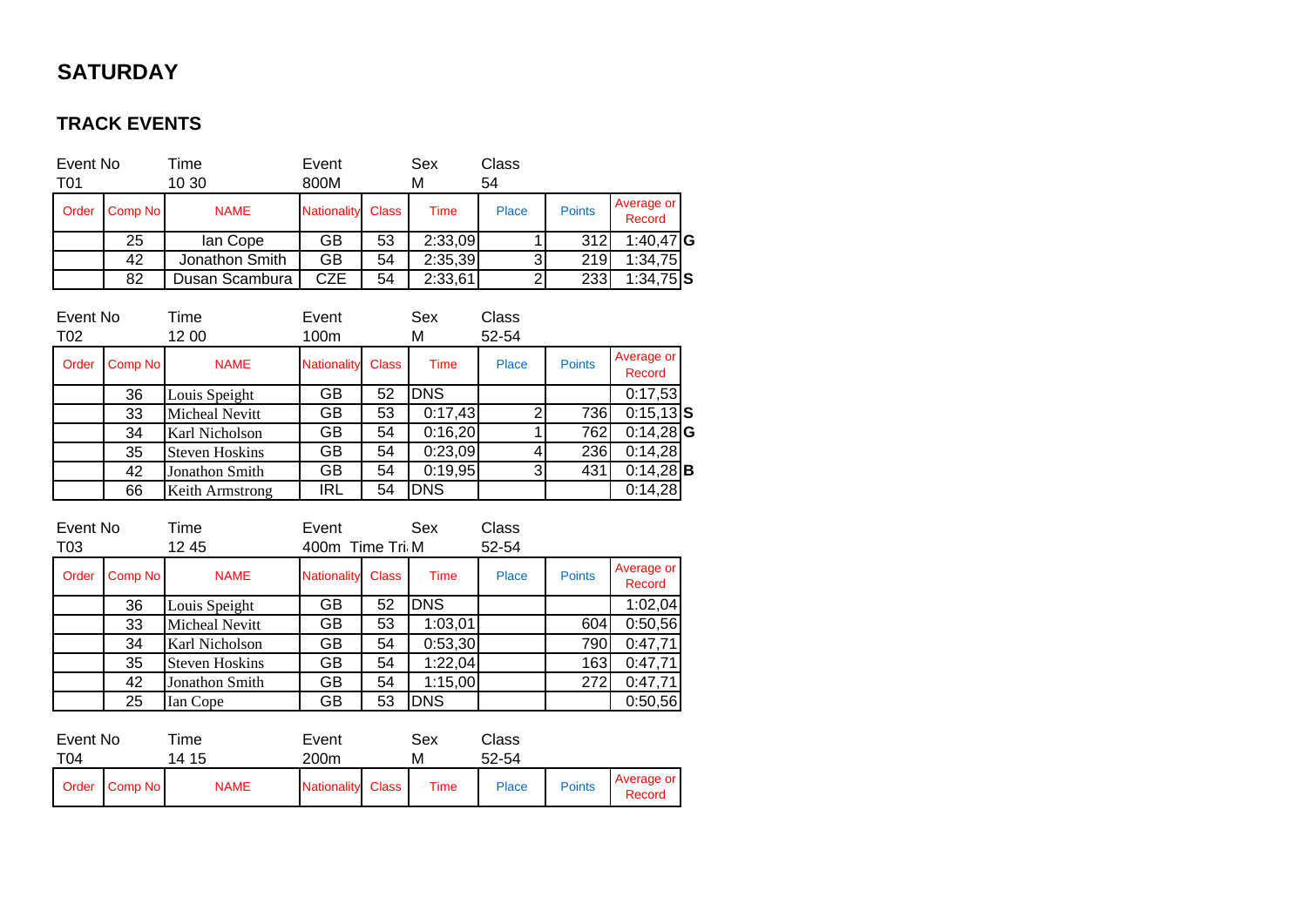# SATURDAY

## TRACK EVENTS

| Event No | Time | Event | Sex | Class |
|---|---|---|---|---|
| T01 | 10 30 | 800M | M | 54 |

| Order | Comp No | NAME | Nationality | Class | Time | Place | Points | Average or Record | |
|---|---|---|---|---|---|---|---|---|---|
| | 25 | Ian Cope | GB | 53 | 2:33,09 | 1 | 312 | 1:40,47 | G |
| | 42 | Jonathon Smith | GB | 54 | 2:35,39 | 3 | 219 | 1:34,75 | |
| | 82 | Dusan Scambura | CZE | 54 | 2:33,61 | 2 | 233 | 1:34,75 | S |

| Event No | Time | Event | Sex | Class |
|---|---|---|---|---|
| T02 | 12 00 | 100m | M | 52-54 |

| Order | Comp No | NAME | Nationality | Class | Time | Place | Points | Average or Record | |
|---|---|---|---|---|---|---|---|---|---|
| | 36 | Louis Speight | GB | 52 | DNS | | | 0:17,53 | |
| | 33 | Micheal Nevitt | GB | 53 | 0:17,43 | 2 | 736 | 0:15,13 | S |
| | 34 | Karl Nicholson | GB | 54 | 0:16,20 | 1 | 762 | 0:14,28 | G |
| | 35 | Steven Hoskins | GB | 54 | 0:23,09 | 4 | 236 | 0:14,28 | |
| | 42 | Jonathon Smith | GB | 54 | 0:19,95 | 3 | 431 | 0:14,28 | B |
| | 66 | Keith Armstrong | IRL | 54 | DNS | | | 0:14,28 | |

| Event No | Time | Event | Sex | Class |
|---|---|---|---|---|
| T03 | 12 45 | 400m Time Tri | M | 52-54 |

| Order | Comp No | NAME | Nationality | Class | Time | Place | Points | Average or Record |
|---|---|---|---|---|---|---|---|---|
| | 36 | Louis Speight | GB | 52 | DNS | | | 1:02,04 |
| | 33 | Micheal Nevitt | GB | 53 | 1:03,01 | | 604 | 0:50,56 |
| | 34 | Karl Nicholson | GB | 54 | 0:53,30 | | 790 | 0:47,71 |
| | 35 | Steven Hoskins | GB | 54 | 1:22,04 | | 163 | 0:47,71 |
| | 42 | Jonathon Smith | GB | 54 | 1:15,00 | | 272 | 0:47,71 |
| | 25 | Ian Cope | GB | 53 | DNS | | | 0:50,56 |

| Event No | Time | Event | Sex | Class |
|---|---|---|---|---|
| T04 | 14 15 | 200m | M | 52-54 |

| Order | Comp No | NAME | Nationality | Class | Time | Place | Points | Average or Record |
|---|---|---|---|---|---|---|---|---|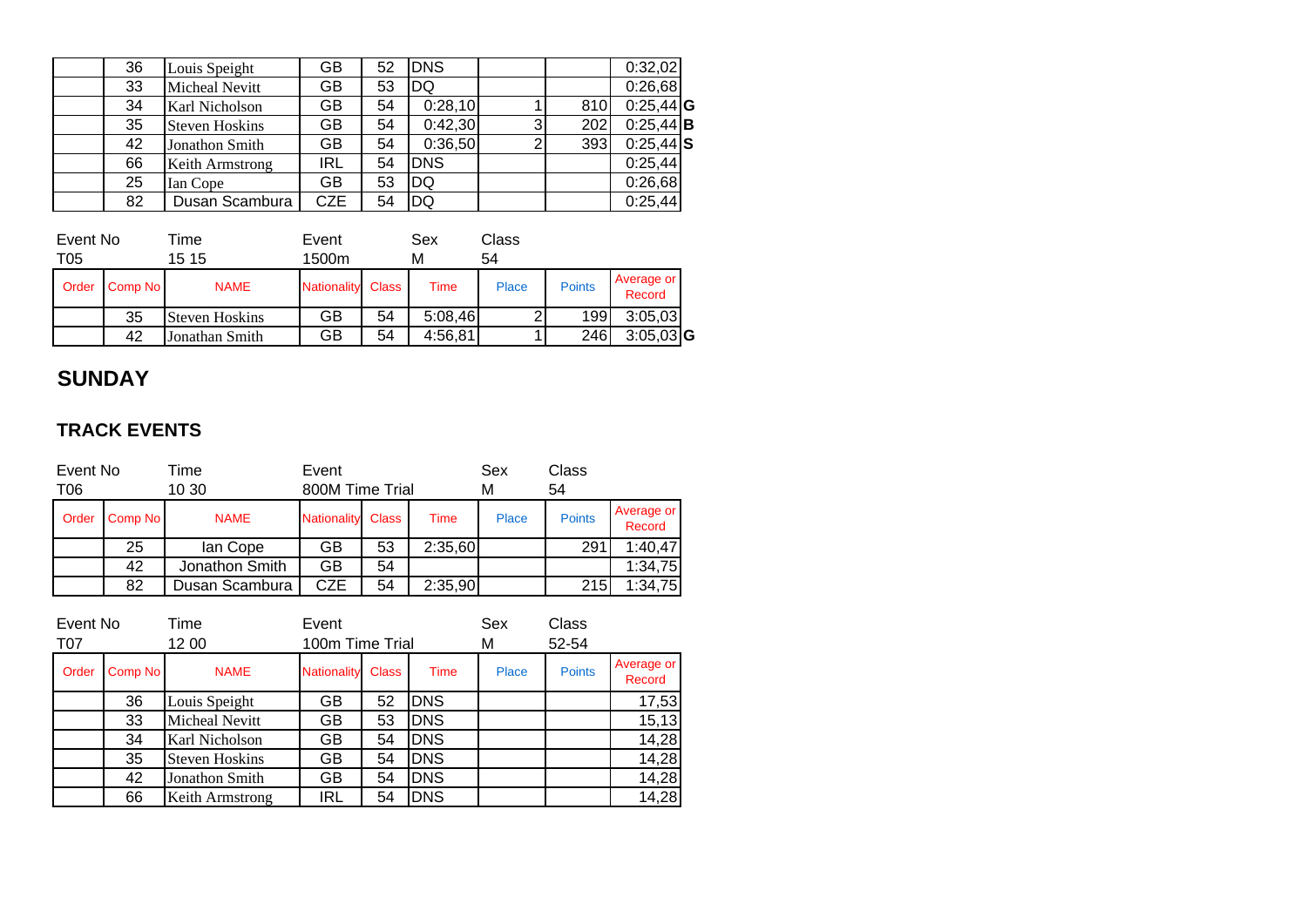| Order | Comp No | NAME | Nationality | Class | Time | Place | Points | Average or Record | |
|---|---|---|---|---|---|---|---|---|---|
| | 36 | Louis Speight | GB | 52 | DNS | | | 0:32,02 | |
| | 33 | Micheal Nevitt | GB | 53 | DQ | | | 0:26,68 | |
| | 34 | Karl Nicholson | GB | 54 | 0:28,10 | 1 | 810 | 0:25,44 | G |
| | 35 | Steven Hoskins | GB | 54 | 0:42,30 | 3 | 202 | 0:25,44 | B |
| | 42 | Jonathon Smith | GB | 54 | 0:36,50 | 2 | 393 | 0:25,44 | S |
| | 66 | Keith Armstrong | IRL | 54 | DNS | | | 0:25,44 | |
| | 25 | Ian Cope | GB | 53 | DQ | | | 0:26,68 | |
| | 82 | Dusan Scambura | CZE | 54 | DQ | | | 0:25,44 | |

| Event No | Time | Event | Sex | Class |
|---|---|---|---|---|
| T05 | 15 15 | 1500m | M | 54 |

| Order | Comp No | NAME | Nationality | Class | Time | Place | Points | Average or Record | |
|---|---|---|---|---|---|---|---|---|---|
| | 35 | Steven Hoskins | GB | 54 | 5:08,46 | 2 | 199 | 3:05,03 | |
| | 42 | Jonathan Smith | GB | 54 | 4:56,81 | 1 | 246 | 3:05,03 | G |

## SUNDAY

### TRACK EVENTS

| Event No | Time | Event | Sex | Class |
|---|---|---|---|---|
| T06 | 10 30 | 800M Time Trial | M | 54 |

| Order | Comp No | NAME | Nationality | Class | Time | Place | Points | Average or Record |
|---|---|---|---|---|---|---|---|---|
| | 25 | Ian Cope | GB | 53 | 2:35,60 | | 291 | 1:40,47 |
| | 42 | Jonathon Smith | GB | 54 | | | | 1:34,75 |
| | 82 | Dusan Scambura | CZE | 54 | 2:35,90 | | 215 | 1:34,75 |

| Event No | Time | Event | Sex | Class |
|---|---|---|---|---|
| T07 | 12 00 | 100m Time Trial | M | 52-54 |

| Order | Comp No | NAME | Nationality | Class | Time | Place | Points | Average or Record |
|---|---|---|---|---|---|---|---|---|
| | 36 | Louis Speight | GB | 52 | DNS | | | 17,53 |
| | 33 | Micheal Nevitt | GB | 53 | DNS | | | 15,13 |
| | 34 | Karl Nicholson | GB | 54 | DNS | | | 14,28 |
| | 35 | Steven Hoskins | GB | 54 | DNS | | | 14,28 |
| | 42 | Jonathon Smith | GB | 54 | DNS | | | 14,28 |
| | 66 | Keith Armstrong | IRL | 54 | DNS | | | 14,28 |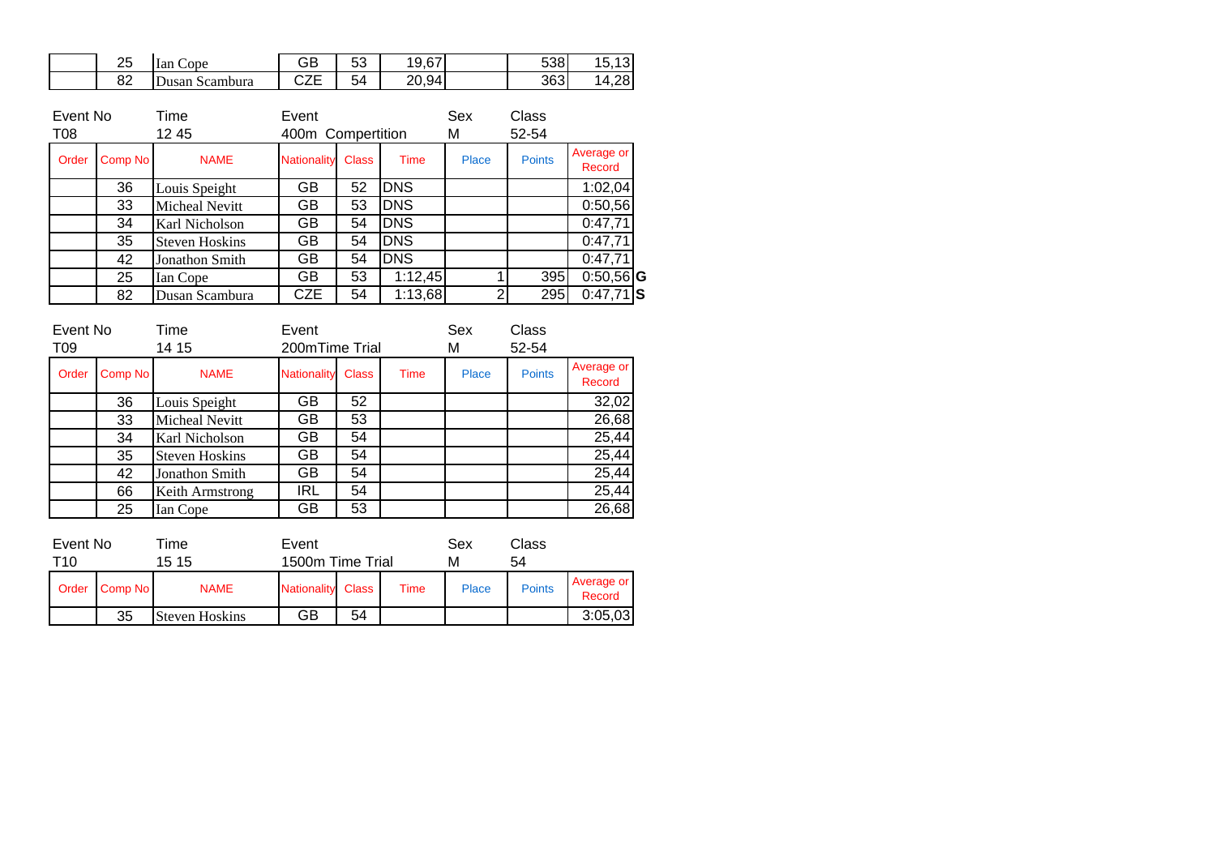| | | | | | | | | |
|---|---|---|---|---|---|---|---|---|
| | 25 | Ian Cope | GB | 53 | 19,67 | | 538 | 15,13 |
| | 82 | Dusan Scambura | CZE | 54 | 20,94 | | 363 | 14,28 |

| Event No | Time | Event | Sex | Class |
|---|---|---|---|---|
| T08 | 12 45 | 400m Compertition | M | 52-54 |

| Order | Comp No | NAME | Nationality | Class | Time | Place | Points | Average or Record | |
|---|---|---|---|---|---|---|---|---|---|
| | 36 | Louis Speight | GB | 52 | DNS | | | 1:02,04 | |
| | 33 | Micheal Nevitt | GB | 53 | DNS | | | 0:50,56 | |
| | 34 | Karl Nicholson | GB | 54 | DNS | | | 0:47,71 | |
| | 35 | Steven Hoskins | GB | 54 | DNS | | | 0:47,71 | |
| | 42 | Jonathon Smith | GB | 54 | DNS | | | 0:47,71 | |
| | 25 | Ian Cope | GB | 53 | 1:12,45 | 1 | 395 | 0:50,56 | **G** |
| | 82 | Dusan Scambura | CZE | 54 | 1:13,68 | 2 | 295 | 0:47,71 | **S** |

| Event No | Time | Event | Sex | Class |
|---|---|---|---|---|
| T09 | 14 15 | 200mTime Trial | M | 52-54 |

| Order | Comp No | NAME | Nationality | Class | Time | Place | Points | Average or Record |
|---|---|---|---|---|---|---|---|---|
| | 36 | Louis Speight | GB | 52 | | | | 32,02 |
| | 33 | Micheal Nevitt | GB | 53 | | | | 26,68 |
| | 34 | Karl Nicholson | GB | 54 | | | | 25,44 |
| | 35 | Steven Hoskins | GB | 54 | | | | 25,44 |
| | 42 | Jonathon Smith | GB | 54 | | | | 25,44 |
| | 66 | Keith Armstrong | IRL | 54 | | | | 25,44 |
| | 25 | Ian Cope | GB | 53 | | | | 26,68 |

| Event No | Time | Event | Sex | Class |
|---|---|---|---|---|
| T10 | 15 15 | 1500m Time Trial | M | 54 |

| Order | Comp No | NAME | Nationality | Class | Time | Place | Points | Average or Record |
|---|---|---|---|---|---|---|---|---|
| | 35 | Steven Hoskins | GB | 54 | | | | 3:05,03 |